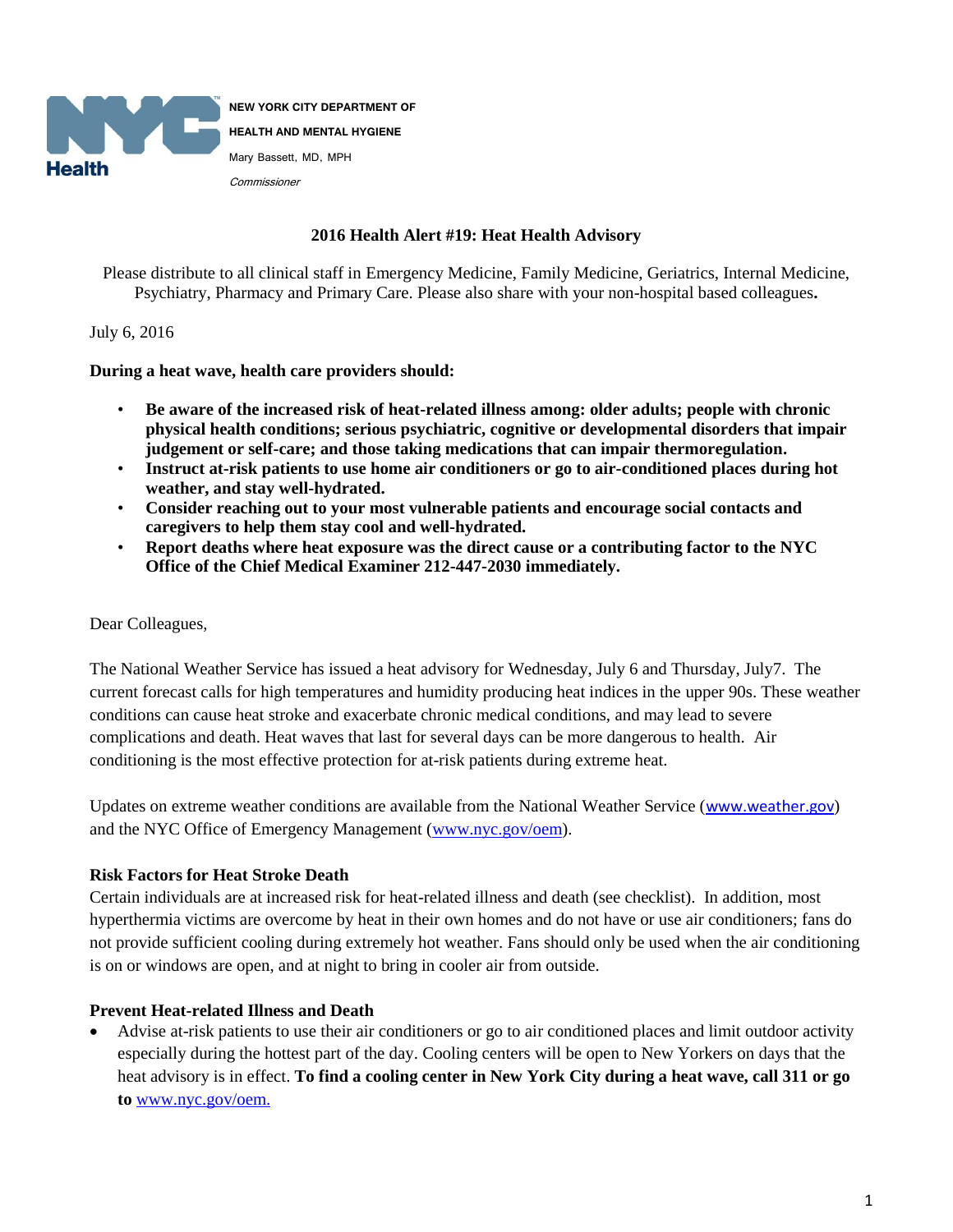NEW YORK CITY DEPARTMENT OF HEALTH AND MENTAL HYGIENE

Mary Bassett, MD, MPH

*Commissioner*

# 2016 Health Alert #19: Heat Health Advisory

Please distribute to all clinical staff in Emergency Medicine, Family Medicine, Geriatrics, Internal Medicine, Psychiatry, Pharmacy and Primary Care. Please also share with your non-hospital based colleagues**.**

July 6, 2016

**During a heat wave, health care providers should:**

- **Be aware of the increased risk of heat-related illness among: older adults; people with chronic physical health conditions; serious psychiatric, cognitive or developmental disorders that impair judgement or self-care; and those taking medications that can impair thermoregulation.**
- **Instruct at-risk patients to use home air conditioners or go to air-conditioned places during hot weather, and stay well-hydrated.**
- **Consider reaching out to your most vulnerable patients and encourage social contacts and caregivers to help them stay cool and well-hydrated.**
- **Report deaths where heat exposure was the direct cause or a contributing factor to the NYC Office of the Chief Medical Examiner 212-447-2030 immediately.**

Dear Colleagues,

The National Weather Service has issued a heat advisory for Wednesday, July 6 and Thursday, July7. The current forecast calls for high temperatures and humidity producing heat indices in the upper 90s. These weather conditions can cause heat stroke and exacerbate chronic medical conditions, and may lead to severe complications and death. Heat waves that last for several days can be more dangerous to health. Air conditioning is the most effective protection for at-risk patients during extreme heat.

Updates on extreme weather conditions are available from the National Weather Service (www.weather.gov) and the NYC Office of Emergency Management (www.nyc.gov/oem).

### Risk Factors for Heat Stroke Death

Certain individuals are at increased risk for heat-related illness and death (see checklist). In addition, most hyperthermia victims are overcome by heat in their own homes and do not have or use air conditioners; fans do not provide sufficient cooling during extremely hot weather. Fans should only be used when the air conditioning is on or windows are open, and at night to bring in cooler air from outside.

### Prevent Heat-related Illness and Death

- Advise at-risk patients to use their air conditioners or go to air conditioned places and limit outdoor activity especially during the hottest part of the day. Cooling centers will be open to New Yorkers on days that the heat advisory is in effect. **To find a cooling center in New York City during a heat wave, call 311 or go to** www.nyc.gov/oem.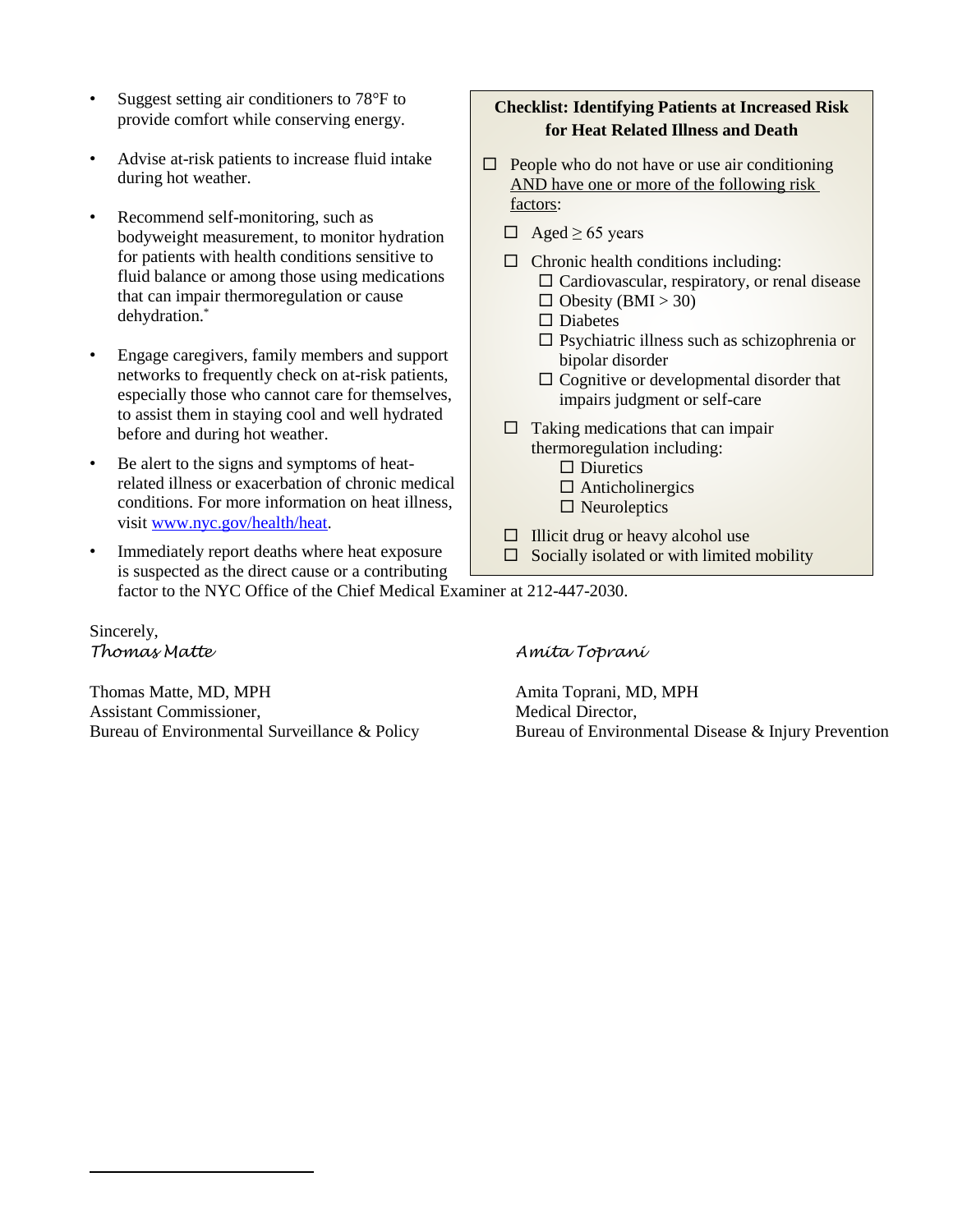- Suggest setting air conditioners to 78°F to provide comfort while conserving energy.
- Advise at-risk patients to increase fluid intake during hot weather.
- Recommend self-monitoring, such as bodyweight measurement, to monitor hydration for patients with health conditions sensitive to fluid balance or among those using medications that can impair thermoregulation or cause dehydration.*
- Engage caregivers, family members and support networks to frequently check on at-risk patients, especially those who cannot care for themselves, to assist them in staying cool and well hydrated before and during hot weather.
- Be alert to the signs and symptoms of heat-related illness or exacerbation of chronic medical conditions. For more information on heat illness, visit [www.nyc.gov/health/heat](http://www.nyc.gov/health/heat).
- Immediately report deaths where heat exposure is suspected as the direct cause or a contributing factor to the NYC Office of the Chief Medical Examiner at 212-447-2030.

**Checklist: Identifying Patients at Increased Risk for Heat Related Illness and Death**

- ☐ People who do not have or use air conditioning AND have one or more of the following risk factors:
  - ☐ Aged ≥ 65 years
  - ☐ Chronic health conditions including:
    - ☐ Cardiovascular, respiratory, or renal disease
    - ☐ Obesity (BMI > 30)
    - ☐ Diabetes
    - ☐ Psychiatric illness such as schizophrenia or bipolar disorder
    - ☐ Cognitive or developmental disorder that impairs judgment or self-care
  - ☐ Taking medications that can impair thermoregulation including:
    - ☐ Diuretics
    - ☐ Anticholinergics
    - ☐ Neuroleptics
  - ☐ Illicit drug or heavy alcohol use
  - ☐ Socially isolated or with limited mobility

Sincerely,

*Thomas Matte*

Thomas Matte, MD, MPH
Assistant Commissioner,
Bureau of Environmental Surveillance & Policy

*Amita Toprani*

Amita Toprani, MD, MPH
Medical Director,
Bureau of Environmental Disease & Injury Prevention